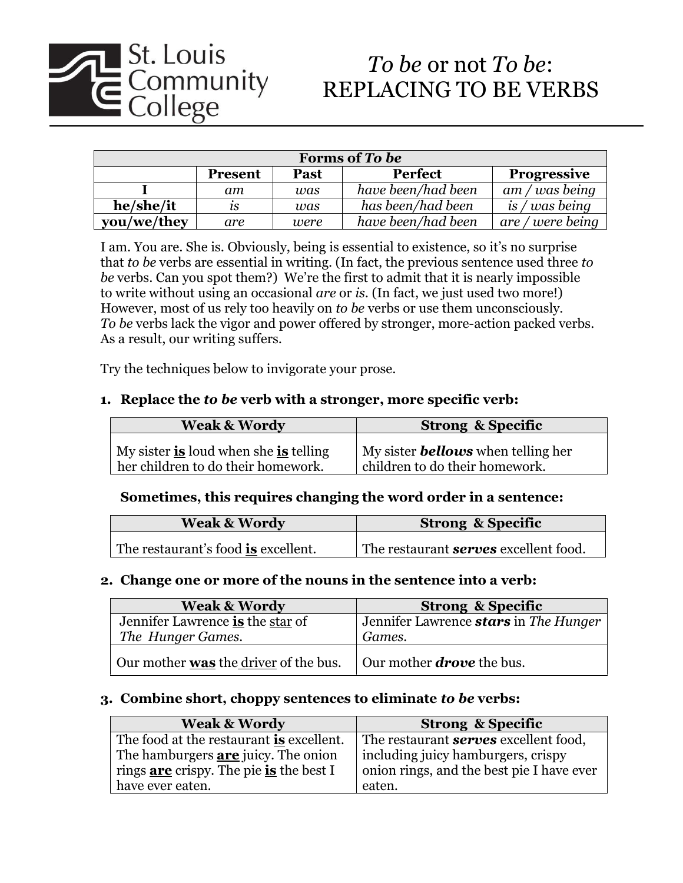St. Louis Community College

# *To be* or not *To be*: REPLACING TO BE VERBS

| Forms of *To be* | | | | |
|---|---|---|---|---|
| | **Present** | **Past** | **Perfect** | **Progressive** |
| **I** | *am* | *was* | *have been/had been* | *am / was being* |
| **he/she/it** | *is* | *was* | *has been/had been* | *is / was being* |
| **you/we/they** | *are* | *were* | *have been/had been* | *are / were being* |

I am. You are. She is. Obviously, being is essential to existence, so it's no surprise that *to be* verbs are essential in writing. (In fact, the previous sentence used three *to be* verbs. Can you spot them?) We're the first to admit that it is nearly impossible to write without using an occasional *are* or *is*. (In fact, we just used two more!) However, most of us rely too heavily on *to be* verbs or use them unconsciously. *To be* verbs lack the vigor and power offered by stronger, more-action packed verbs. As a result, our writing suffers.

Try the techniques below to invigorate your prose.

### 1. Replace the *to be* verb with a stronger, more specific verb:

| Weak & Wordy | Strong & Specific |
|---|---|
| My sister **is** loud when she **is** telling her children to do their homework. | My sister ***bellows*** when telling her children to do their homework. |

**Sometimes, this requires changing the word order in a sentence:**

| Weak & Wordy | Strong & Specific |
|---|---|
| The restaurant's food **is** excellent. | The restaurant ***serves*** excellent food. |

### 2. Change one or more of the nouns in the sentence into a verb:

| Weak & Wordy | Strong & Specific |
|---|---|
| Jennifer Lawrence **is** the star of *The Hunger Games*. | Jennifer Lawrence ***stars*** in *The Hunger Games*. |
| Our mother **was** the driver of the bus. | Our mother ***drove*** the bus. |

### 3. Combine short, choppy sentences to eliminate *to be* verbs:

| Weak & Wordy | Strong & Specific |
|---|---|
| The food at the restaurant **is** excellent. The hamburgers **are** juicy. The onion rings **are** crispy. The pie **is** the best I have ever eaten. | The restaurant ***serves*** excellent food, including juicy hamburgers, crispy onion rings, and the best pie I have ever eaten. |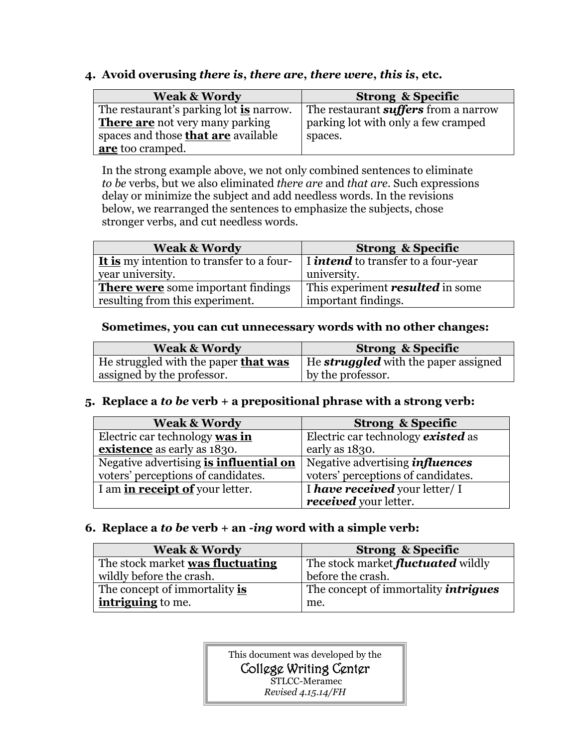### 4. Avoid overusing *there is*, *there are*, *there were*, *this is*, etc.

| Weak & Wordy | Strong & Specific |
|---|---|
| The restaurant's parking lot **is** narrow. **There are** not very many parking spaces and those **that are** available **are** too cramped. | The restaurant ***suffers*** from a narrow parking lot with only a few cramped spaces. |

In the strong example above, we not only combined sentences to eliminate *to be* verbs, but we also eliminated *there are* and *that are*. Such expressions delay or minimize the subject and add needless words. In the revisions below, we rearranged the sentences to emphasize the subjects, chose stronger verbs, and cut needless words.

| Weak & Wordy | Strong & Specific |
|---|---|
| **It is** my intention to transfer to a four-year university. | I ***intend*** to transfer to a four-year university. |
| **There were** some important findings resulting from this experiment. | This experiment ***resulted*** in some important findings. |

**Sometimes, you can cut unnecessary words with no other changes:**

| Weak & Wordy | Strong & Specific |
|---|---|
| He struggled with the paper **that was** assigned by the professor. | He ***struggled*** with the paper assigned by the professor. |

### 5. Replace a *to be* verb + a prepositional phrase with a strong verb:

| Weak & Wordy | Strong & Specific |
|---|---|
| Electric car technology **was in existence** as early as 1830. | Electric car technology ***existed*** as early as 1830. |
| Negative advertising **is influential on** voters' perceptions of candidates. | Negative advertising ***influences*** voters' perceptions of candidates. |
| I am **in receipt of** your letter. | I ***have received*** your letter/ I ***received*** your letter. |

### 6. Replace a *to be* verb + an *-ing* word with a simple verb:

| Weak & Wordy | Strong & Specific |
|---|---|
| The stock market **was fluctuating** wildly before the crash. | The stock market ***fluctuated*** wildly before the crash. |
| The concept of immortality **is intriguing** to me. | The concept of immortality ***intrigues*** me. |

This document was developed by the
College Writing Center
STLCC-Meramec
*Revised 4.15.14/FH*